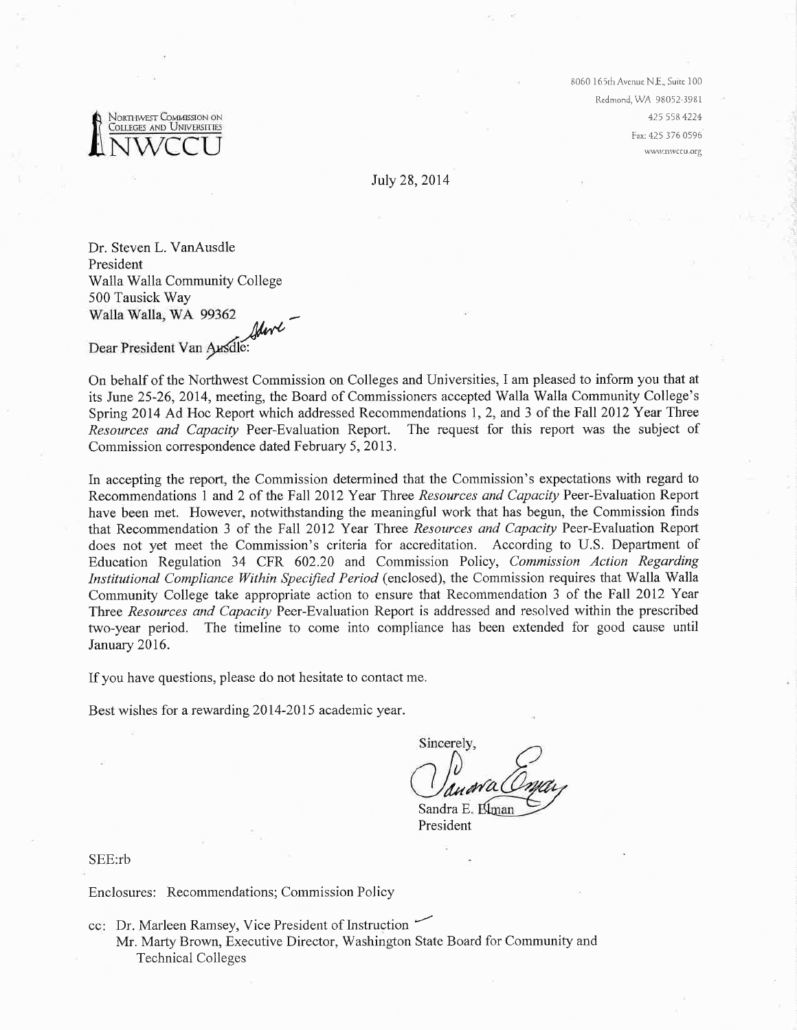Northwest Commission on Colleges and Universities
NWCCU

8060 165th Avenue N.E., Suite 100
Redmond, WA 98052-3981
425 558 4224
Fax: 425 376 0596
www.nwccu.org

July 28, 2014

Dr. Steven L. VanAusdle
President
Walla Walla Community College
500 Tausick Way
Walla Walla, WA 99362

Dear President Van Ausdle:

On behalf of the Northwest Commission on Colleges and Universities, I am pleased to inform you that at its June 25-26, 2014, meeting, the Board of Commissioners accepted Walla Walla Community College's Spring 2014 Ad Hoc Report which addressed Recommendations 1, 2, and 3 of the Fall 2012 Year Three *Resources and Capacity* Peer-Evaluation Report. The request for this report was the subject of Commission correspondence dated February 5, 2013.

In accepting the report, the Commission determined that the Commission's expectations with regard to Recommendations 1 and 2 of the Fall 2012 Year Three *Resources and Capacity* Peer-Evaluation Report have been met. However, notwithstanding the meaningful work that has begun, the Commission finds that Recommendation 3 of the Fall 2012 Year Three *Resources and Capacity* Peer-Evaluation Report does not yet meet the Commission's criteria for accreditation. According to U.S. Department of Education Regulation 34 CFR 602.20 and Commission Policy, *Commission Action Regarding Institutional Compliance Within Specified Period* (enclosed), the Commission requires that Walla Walla Community College take appropriate action to ensure that Recommendation 3 of the Fall 2012 Year Three *Resources and Capacity* Peer-Evaluation Report is addressed and resolved within the prescribed two-year period. The timeline to come into compliance has been extended for good cause until January 2016.

If you have questions, please do not hesitate to contact me.

Best wishes for a rewarding 2014-2015 academic year.

Sincerely,

Sandra E. Elman
President

SEE:rb

Enclosures: Recommendations; Commission Policy

cc: Dr. Marleen Ramsey, Vice President of Instruction
Mr. Marty Brown, Executive Director, Washington State Board for Community and Technical Colleges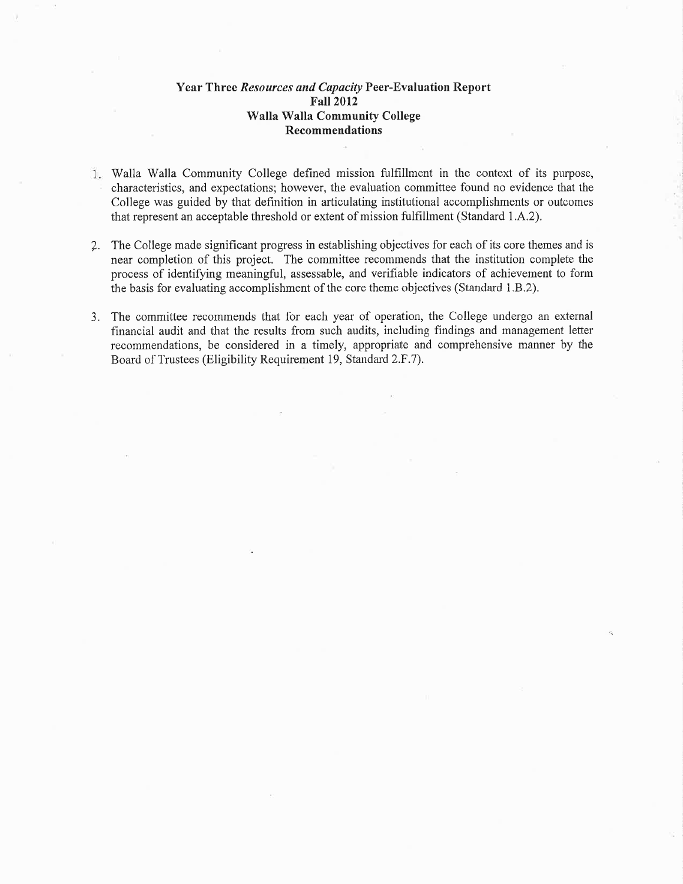# Year Three *Resources and Capacity* Peer-Evaluation Report
## Fall 2012
## Walla Walla Community College
## Recommendations

1. Walla Walla Community College defined mission fulfillment in the context of its purpose, characteristics, and expectations; however, the evaluation committee found no evidence that the College was guided by that definition in articulating institutional accomplishments or outcomes that represent an acceptable threshold or extent of mission fulfillment (Standard 1.A.2).

2. The College made significant progress in establishing objectives for each of its core themes and is near completion of this project. The committee recommends that the institution complete the process of identifying meaningful, assessable, and verifiable indicators of achievement to form the basis for evaluating accomplishment of the core theme objectives (Standard 1.B.2).

3. The committee recommends that for each year of operation, the College undergo an external financial audit and that the results from such audits, including findings and management letter recommendations, be considered in a timely, appropriate and comprehensive manner by the Board of Trustees (Eligibility Requirement 19, Standard 2.F.7).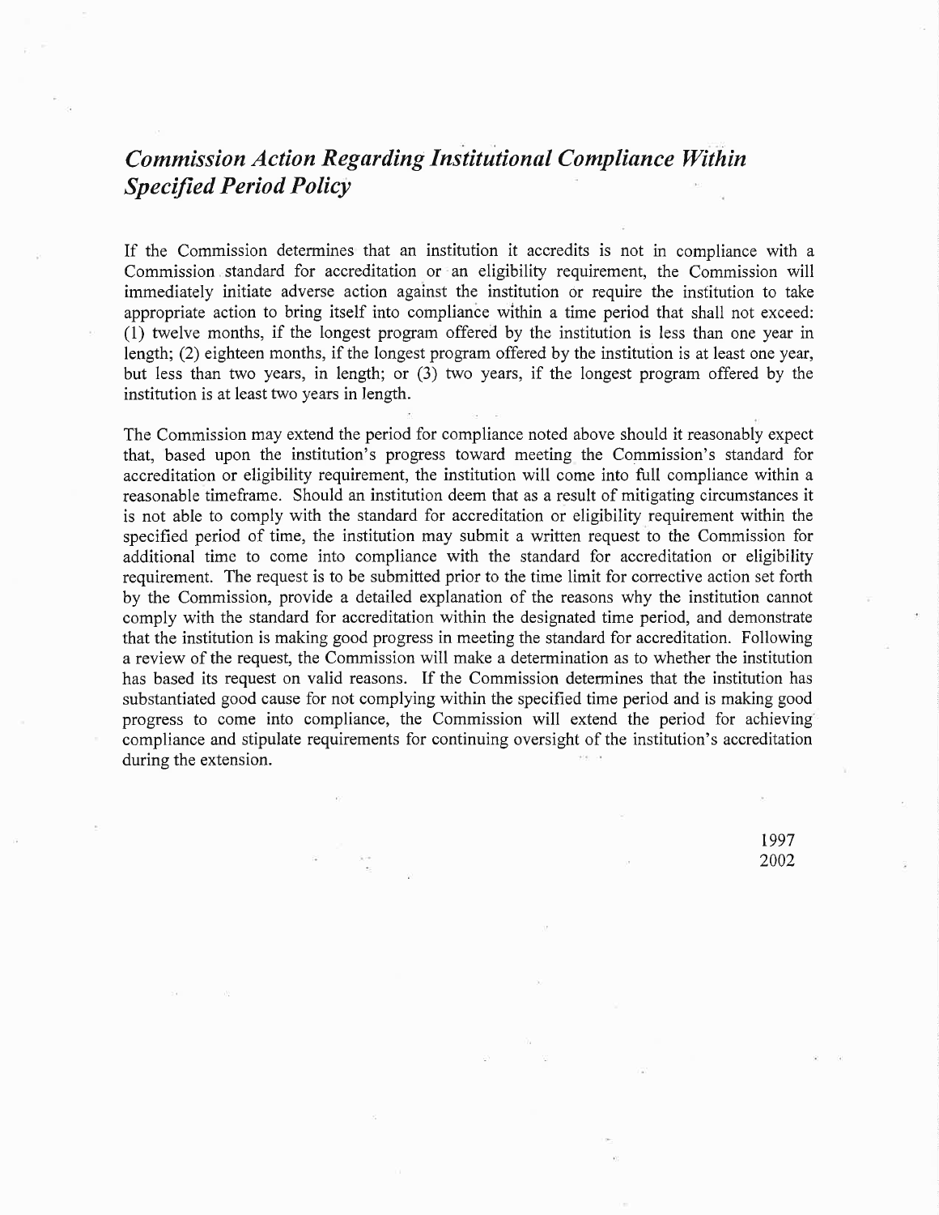## *Commission Action Regarding Institutional Compliance Within Specified Period Policy*

If the Commission determines that an institution it accredits is not in compliance with a Commission standard for accreditation or an eligibility requirement, the Commission will immediately initiate adverse action against the institution or require the institution to take appropriate action to bring itself into compliance within a time period that shall not exceed: (1) twelve months, if the longest program offered by the institution is less than one year in length; (2) eighteen months, if the longest program offered by the institution is at least one year, but less than two years, in length; or (3) two years, if the longest program offered by the institution is at least two years in length.

The Commission may extend the period for compliance noted above should it reasonably expect that, based upon the institution's progress toward meeting the Commission's standard for accreditation or eligibility requirement, the institution will come into full compliance within a reasonable timeframe. Should an institution deem that as a result of mitigating circumstances it is not able to comply with the standard for accreditation or eligibility requirement within the specified period of time, the institution may submit a written request to the Commission for additional time to come into compliance with the standard for accreditation or eligibility requirement. The request is to be submitted prior to the time limit for corrective action set forth by the Commission, provide a detailed explanation of the reasons why the institution cannot comply with the standard for accreditation within the designated time period, and demonstrate that the institution is making good progress in meeting the standard for accreditation. Following a review of the request, the Commission will make a determination as to whether the institution has based its request on valid reasons. If the Commission determines that the institution has substantiated good cause for not complying within the specified time period and is making good progress to come into compliance, the Commission will extend the period for achieving compliance and stipulate requirements for continuing oversight of the institution's accreditation during the extension.

1997
2002